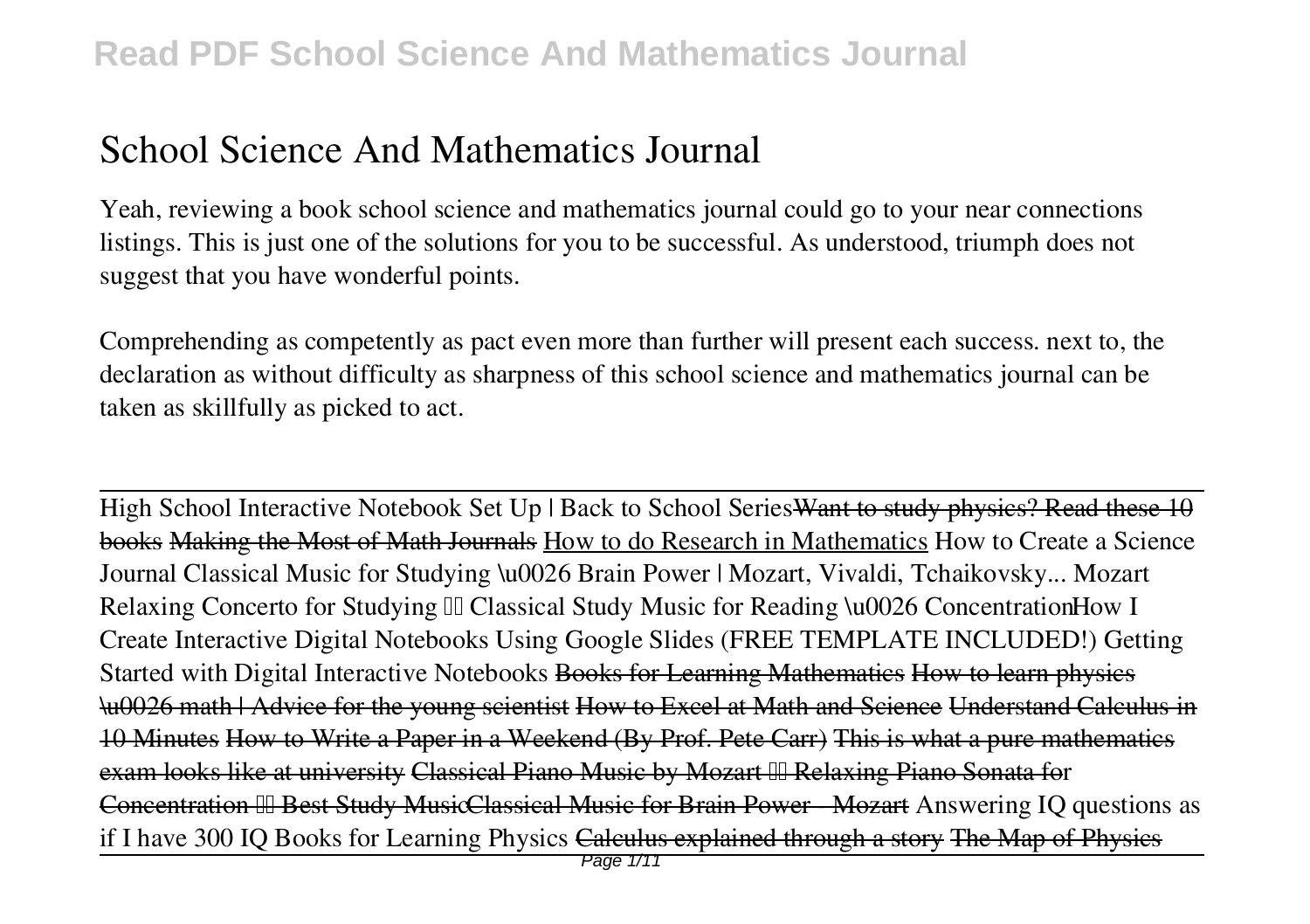# School Science And Mathematics Journal

Yeah, reviewing a book school science and mathematics journal could go to your near connections listings. This is just one of the solutions for you to be successful. As understood, triumph does not suggest that you have wonderful points.

Comprehending as competently as pact even more than further will present each success. next to, the declaration as without difficulty as sharpness of this school science and mathematics journal can be taken as skillfully as picked to act.

High School Interactive Notebook Set Up | Back to School Series ~~Want to study physics? Read these 10 books~~ ~~Making the Most of Math Journals~~ How to do Research in Mathematics *How to Create a Science Journal* *Classical Music for Studying \u0026 Brain Power | Mozart, Vivaldi, Tchaikovsky...* *Mozart Relaxing Concerto for Studying Classical Study Music for Reading \u0026 Concentration* *How I Create Interactive Digital Notebooks Using Google Slides (FREE TEMPLATE INCLUDED!)* *Getting Started with Digital Interactive Notebooks* ~~Books for Learning Mathematics~~ ~~How to learn physics \u0026 math | Advice for the young scientist~~ ~~How to Excel at Math and Science~~ ~~Understand Calculus in 10 Minutes~~ ~~How to Write a Paper in a Weekend (By Prof. Pete Carr)~~ ~~This is what a pure mathematics exam looks like at university~~ ~~Classical Piano Music by Mozart Relaxing Piano Sonata for Concentration Best Study Music~~ ~~Classical Music for Brain Power - Mozart~~ *Answering IQ questions as if I have 300 IQ* *Books for Learning Physics* ~~Calculus explained through a story~~ ~~The Map of Physics~~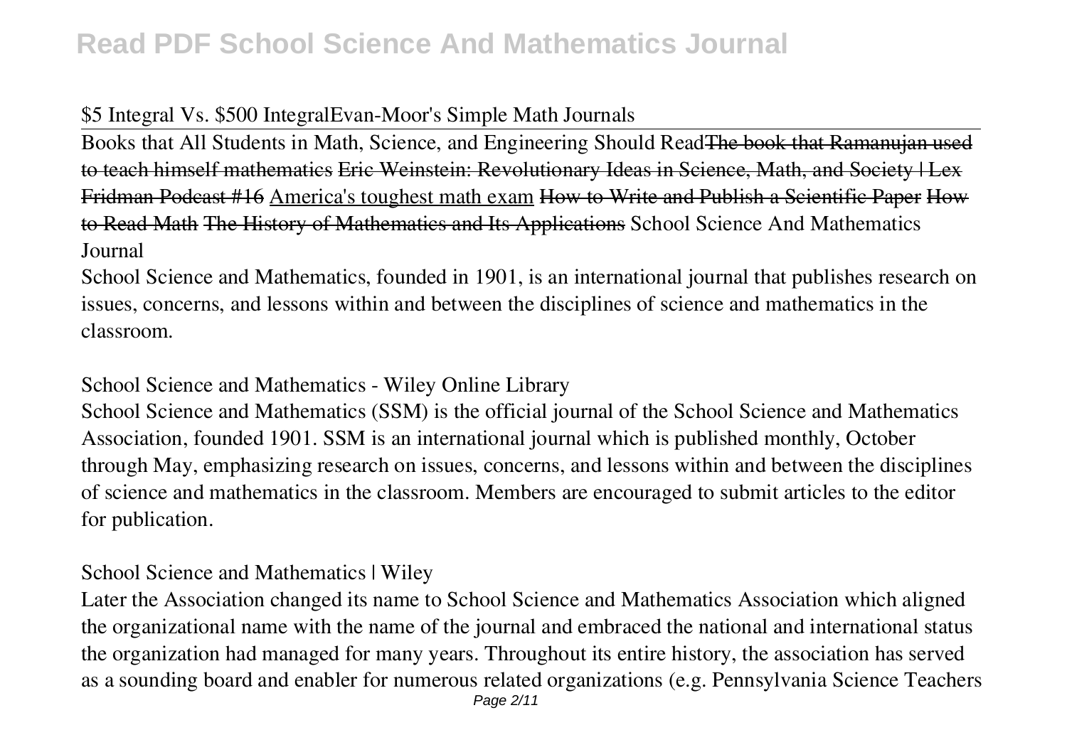$5 Integral Vs. $500 IntegralEvan-Moor's Simple Math Journals

Books that All Students in Math, Science, and Engineering Should Read~~The book that Ramanujan used to teach himself mathematics~~ ~~Eric Weinstein: Revolutionary Ideas in Science, Math, and Society | Lex Fridman Podcast #16~~ America's toughest math exam ~~How to Write and Publish a Scientific Paper~~ ~~How to Read Math~~ ~~The History of Mathematics and Its Applications~~ School Science And Mathematics Journal

School Science and Mathematics, founded in 1901, is an international journal that publishes research on issues, concerns, and lessons within and between the disciplines of science and mathematics in the classroom.

School Science and Mathematics - Wiley Online Library

School Science and Mathematics (SSM) is the official journal of the School Science and Mathematics Association, founded 1901. SSM is an international journal which is published monthly, October through May, emphasizing research on issues, concerns, and lessons within and between the disciplines of science and mathematics in the classroom. Members are encouraged to submit articles to the editor for publication.

School Science and Mathematics | Wiley

Later the Association changed its name to School Science and Mathematics Association which aligned the organizational name with the name of the journal and embraced the national and international status the organization had managed for many years. Throughout its entire history, the association has served as a sounding board and enabler for numerous related organizations (e.g. Pennsylvania Science Teachers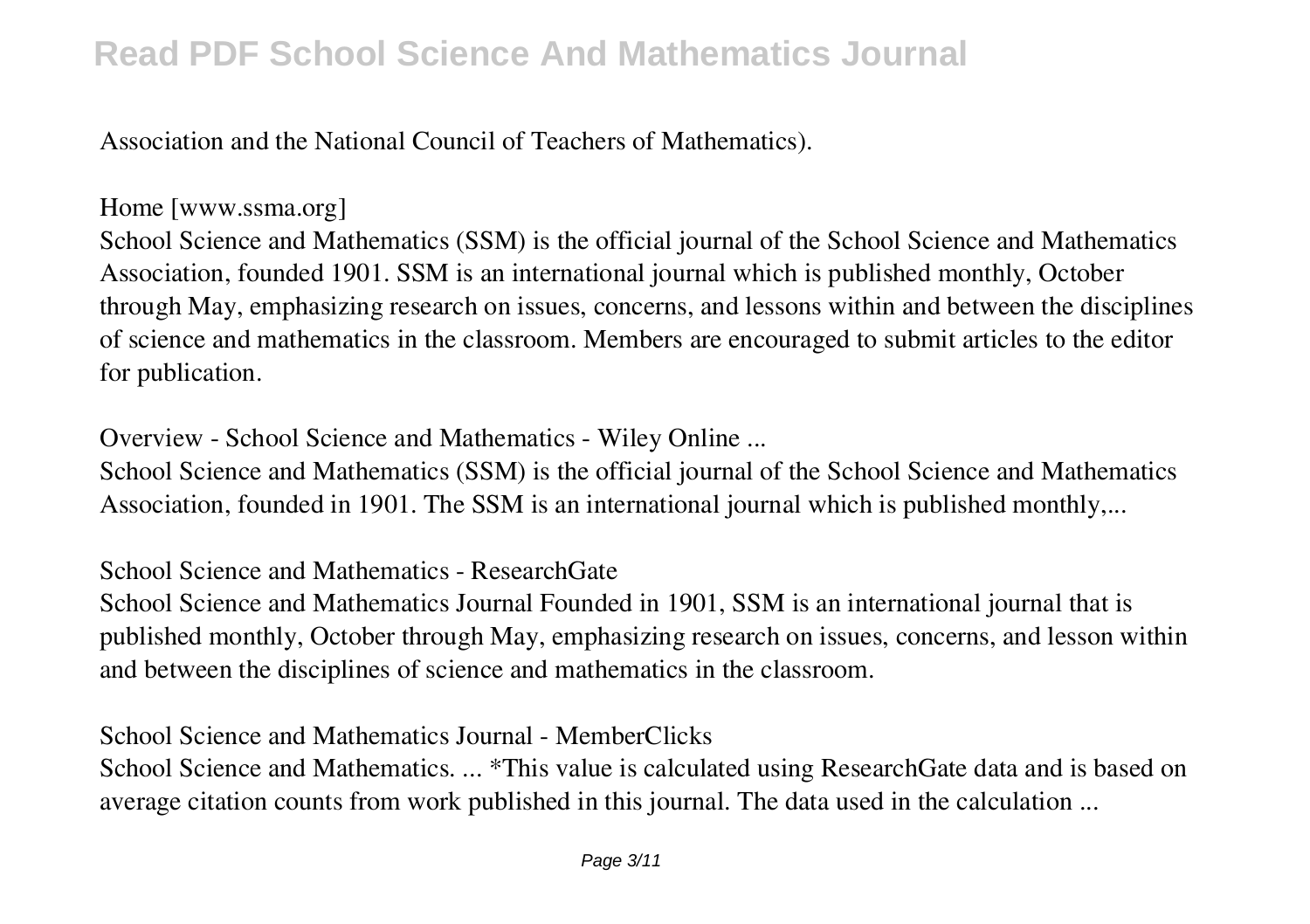Association and the National Council of Teachers of Mathematics).

**Home [www.ssma.org]**

School Science and Mathematics (SSM) is the official journal of the School Science and Mathematics Association, founded 1901. SSM is an international journal which is published monthly, October through May, emphasizing research on issues, concerns, and lessons within and between the disciplines of science and mathematics in the classroom. Members are encouraged to submit articles to the editor for publication.

**Overview - School Science and Mathematics - Wiley Online ...**

School Science and Mathematics (SSM) is the official journal of the School Science and Mathematics Association, founded in 1901. The SSM is an international journal which is published monthly,...

**School Science and Mathematics - ResearchGate**

School Science and Mathematics Journal Founded in 1901, SSM is an international journal that is published monthly, October through May, emphasizing research on issues, concerns, and lesson within and between the disciplines of science and mathematics in the classroom.

**School Science and Mathematics Journal - MemberClicks**

School Science and Mathematics. ... *This value is calculated using ResearchGate data and is based on average citation counts from work published in this journal. The data used in the calculation ...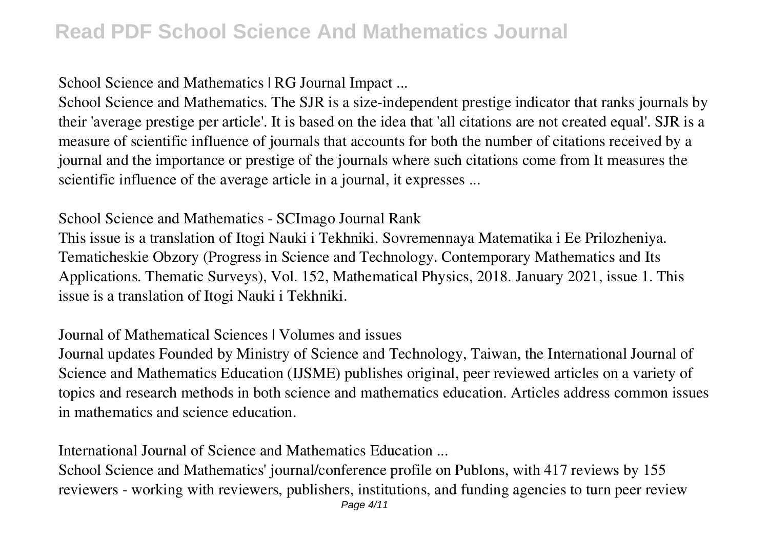## School Science and Mathematics | RG Journal Impact ...

School Science and Mathematics. The SJR is a size-independent prestige indicator that ranks journals by their 'average prestige per article'. It is based on the idea that 'all citations are not created equal'. SJR is a measure of scientific influence of journals that accounts for both the number of citations received by a journal and the importance or prestige of the journals where such citations come from It measures the scientific influence of the average article in a journal, it expresses ...

## School Science and Mathematics - SCImago Journal Rank

This issue is a translation of Itogi Nauki i Tekhniki. Sovremennaya Matematika i Ee Prilozheniya. Tematicheskie Obzory (Progress in Science and Technology. Contemporary Mathematics and Its Applications. Thematic Surveys), Vol. 152, Mathematical Physics, 2018. January 2021, issue 1. This issue is a translation of Itogi Nauki i Tekhniki.

## Journal of Mathematical Sciences | Volumes and issues

Journal updates Founded by Ministry of Science and Technology, Taiwan, the International Journal of Science and Mathematics Education (IJSME) publishes original, peer reviewed articles on a variety of topics and research methods in both science and mathematics education. Articles address common issues in mathematics and science education.

## International Journal of Science and Mathematics Education ...

School Science and Mathematics' journal/conference profile on Publons, with 417 reviews by 155 reviewers - working with reviewers, publishers, institutions, and funding agencies to turn peer review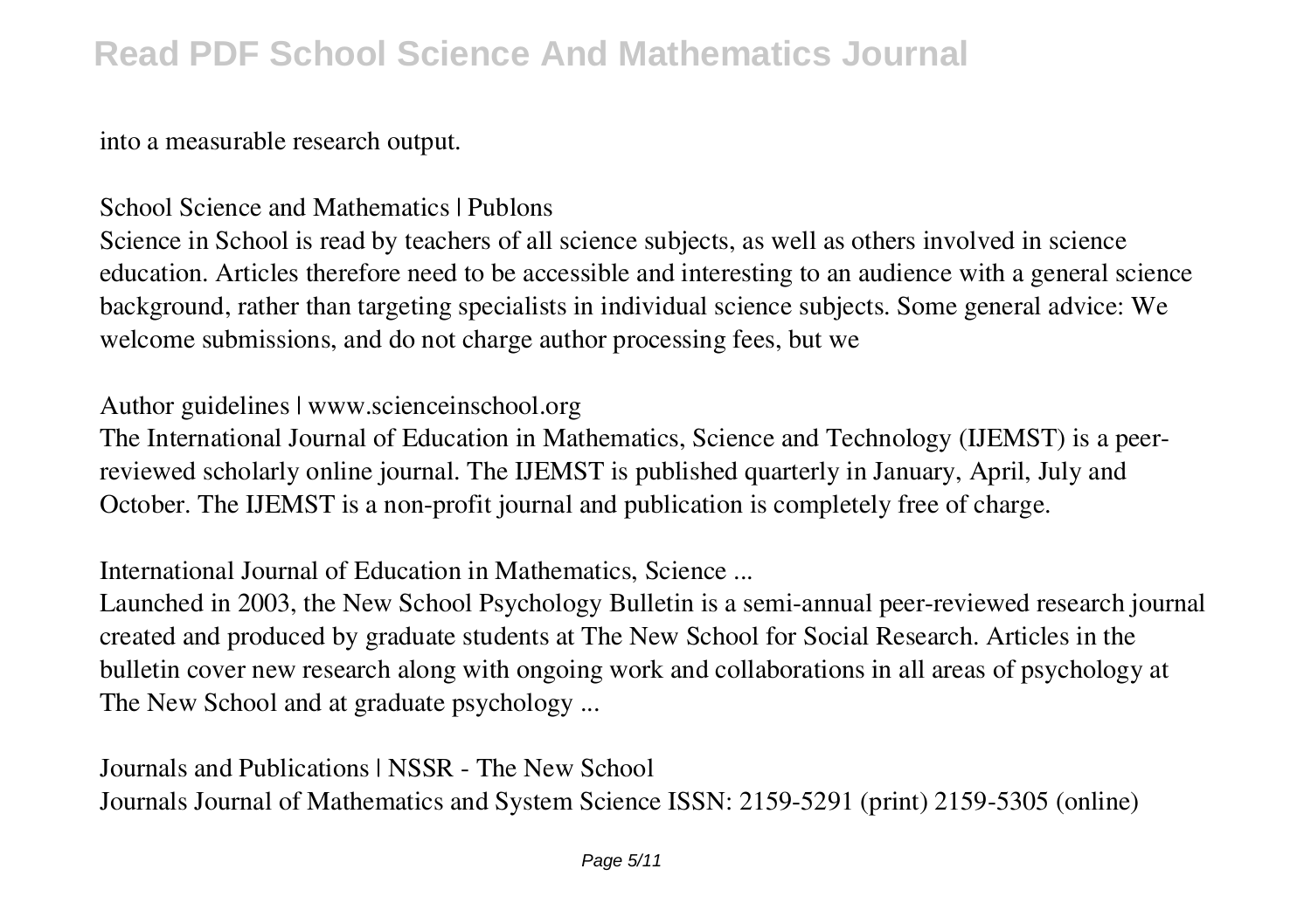into a measurable research output.

### School Science and Mathematics | Publons

Science in School is read by teachers of all science subjects, as well as others involved in science education. Articles therefore need to be accessible and interesting to an audience with a general science background, rather than targeting specialists in individual science subjects. Some general advice: We welcome submissions, and do not charge author processing fees, but we

### Author guidelines | www.scienceinschool.org

The International Journal of Education in Mathematics, Science and Technology (IJEMST) is a peer-reviewed scholarly online journal. The IJEMST is published quarterly in January, April, July and October. The IJEMST is a non-profit journal and publication is completely free of charge.

### International Journal of Education in Mathematics, Science ...

Launched in 2003, the New School Psychology Bulletin is a semi-annual peer-reviewed research journal created and produced by graduate students at The New School for Social Research. Articles in the bulletin cover new research along with ongoing work and collaborations in all areas of psychology at The New School and at graduate psychology ...

### Journals and Publications | NSSR - The New School

Journals Journal of Mathematics and System Science ISSN: 2159-5291 (print) 2159-5305 (online)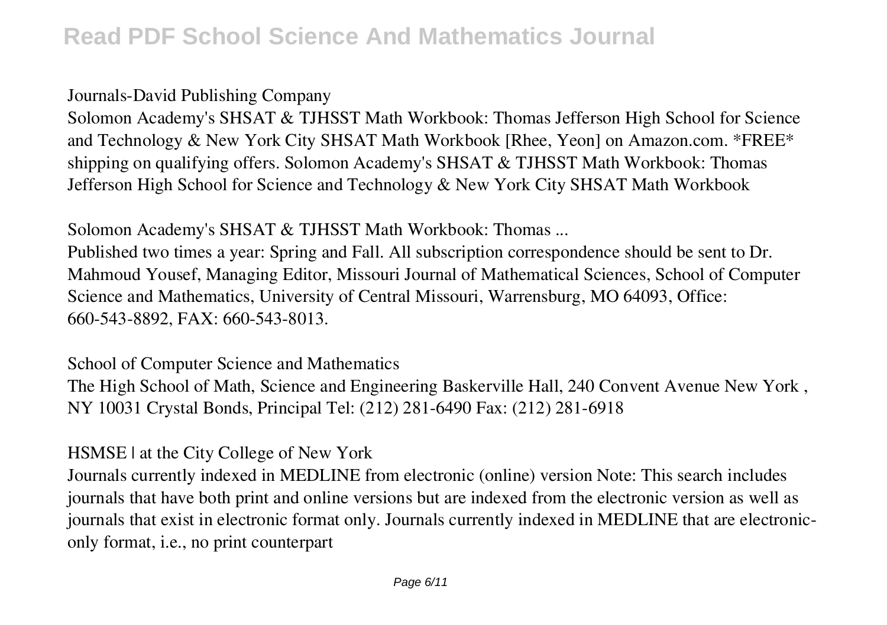**Journals-David Publishing Company**

Solomon Academy's SHSAT & TJHSST Math Workbook: Thomas Jefferson High School for Science and Technology & New York City SHSAT Math Workbook [Rhee, Yeon] on Amazon.com. *FREE* shipping on qualifying offers. Solomon Academy's SHSAT & TJHSST Math Workbook: Thomas Jefferson High School for Science and Technology & New York City SHSAT Math Workbook

**Solomon Academy's SHSAT & TJHSST Math Workbook: Thomas ...**

Published two times a year: Spring and Fall. All subscription correspondence should be sent to Dr. Mahmoud Yousef, Managing Editor, Missouri Journal of Mathematical Sciences, School of Computer Science and Mathematics, University of Central Missouri, Warrensburg, MO 64093, Office: 660-543-8892, FAX: 660-543-8013.

**School of Computer Science and Mathematics**

The High School of Math, Science and Engineering Baskerville Hall, 240 Convent Avenue New York , NY 10031 Crystal Bonds, Principal Tel: (212) 281-6490 Fax: (212) 281-6918

**HSMSE | at the City College of New York**

Journals currently indexed in MEDLINE from electronic (online) version Note: This search includes journals that have both print and online versions but are indexed from the electronic version as well as journals that exist in electronic format only. Journals currently indexed in MEDLINE that are electronic-only format, i.e., no print counterpart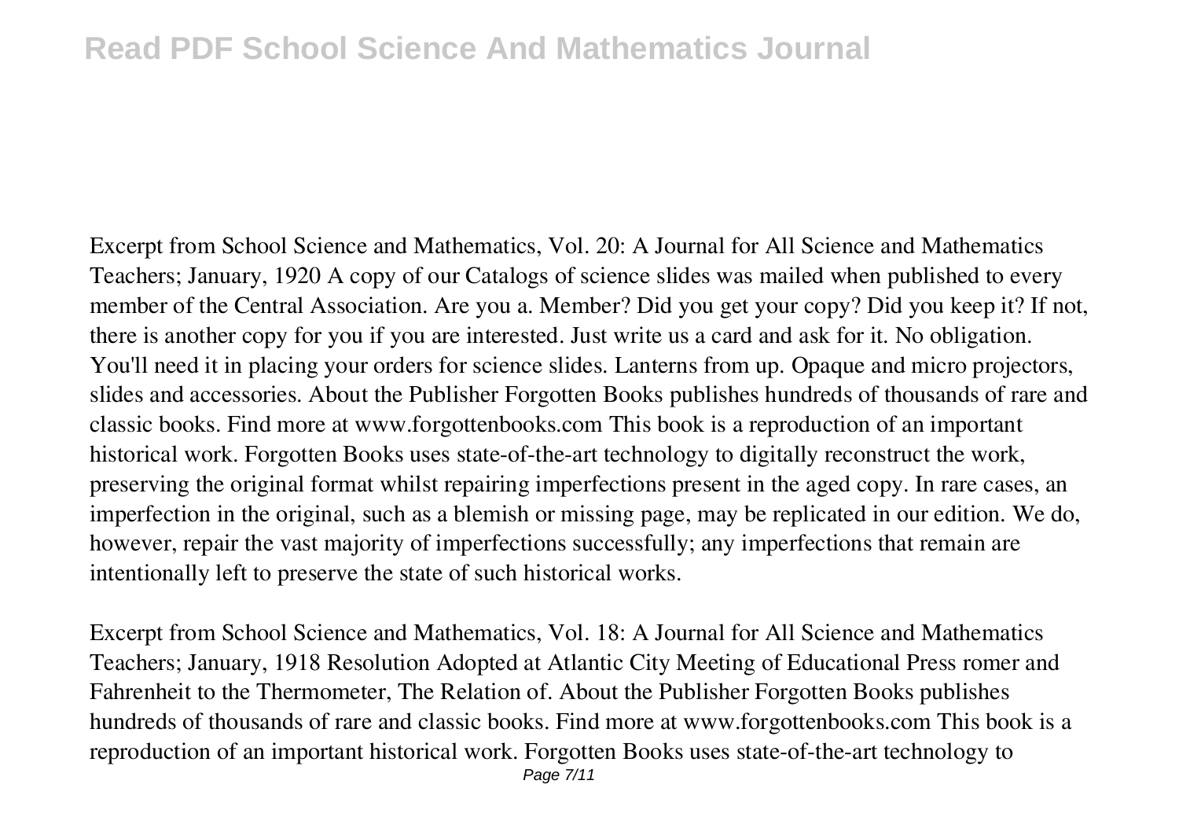Excerpt from School Science and Mathematics, Vol. 20: A Journal for All Science and Mathematics Teachers; January, 1920 A copy of our Catalogs of science slides was mailed when published to every member of the Central Association. Are you a. Member? Did you get your copy? Did you keep it? If not, there is another copy for you if you are interested. Just write us a card and ask for it. No obligation. You'll need it in placing your orders for science slides. Lanterns from up. Opaque and micro projectors, slides and accessories. About the Publisher Forgotten Books publishes hundreds of thousands of rare and classic books. Find more at www.forgottenbooks.com This book is a reproduction of an important historical work. Forgotten Books uses state-of-the-art technology to digitally reconstruct the work, preserving the original format whilst repairing imperfections present in the aged copy. In rare cases, an imperfection in the original, such as a blemish or missing page, may be replicated in our edition. We do, however, repair the vast majority of imperfections successfully; any imperfections that remain are intentionally left to preserve the state of such historical works.

Excerpt from School Science and Mathematics, Vol. 18: A Journal for All Science and Mathematics Teachers; January, 1918 Resolution Adopted at Atlantic City Meeting of Educational Press romer and Fahrenheit to the Thermometer, The Relation of. About the Publisher Forgotten Books publishes hundreds of thousands of rare and classic books. Find more at www.forgottenbooks.com This book is a reproduction of an important historical work. Forgotten Books uses state-of-the-art technology to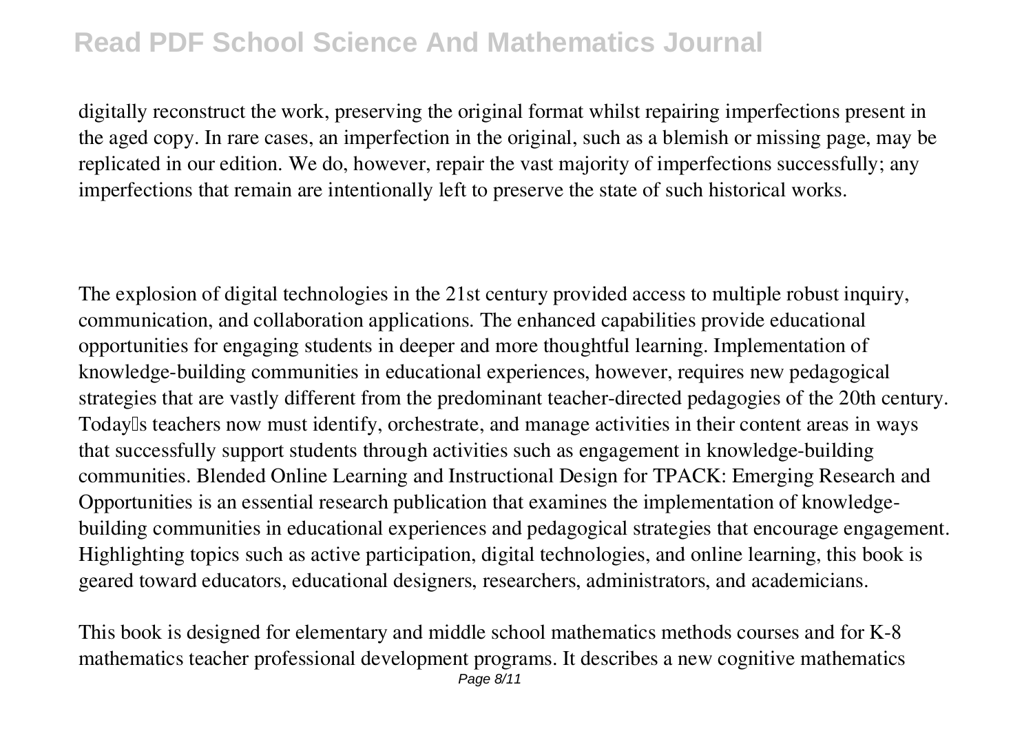digitally reconstruct the work, preserving the original format whilst repairing imperfections present in the aged copy. In rare cases, an imperfection in the original, such as a blemish or missing page, may be replicated in our edition. We do, however, repair the vast majority of imperfections successfully; any imperfections that remain are intentionally left to preserve the state of such historical works.

The explosion of digital technologies in the 21st century provided access to multiple robust inquiry, communication, and collaboration applications. The enhanced capabilities provide educational opportunities for engaging students in deeper and more thoughtful learning. Implementation of knowledge-building communities in educational experiences, however, requires new pedagogical strategies that are vastly different from the predominant teacher-directed pedagogies of the 20th century. Today's teachers now must identify, orchestrate, and manage activities in their content areas in ways that successfully support students through activities such as engagement in knowledge-building communities. Blended Online Learning and Instructional Design for TPACK: Emerging Research and Opportunities is an essential research publication that examines the implementation of knowledge-building communities in educational experiences and pedagogical strategies that encourage engagement. Highlighting topics such as active participation, digital technologies, and online learning, this book is geared toward educators, educational designers, researchers, administrators, and academicians.

This book is designed for elementary and middle school mathematics methods courses and for K-8 mathematics teacher professional development programs. It describes a new cognitive mathematics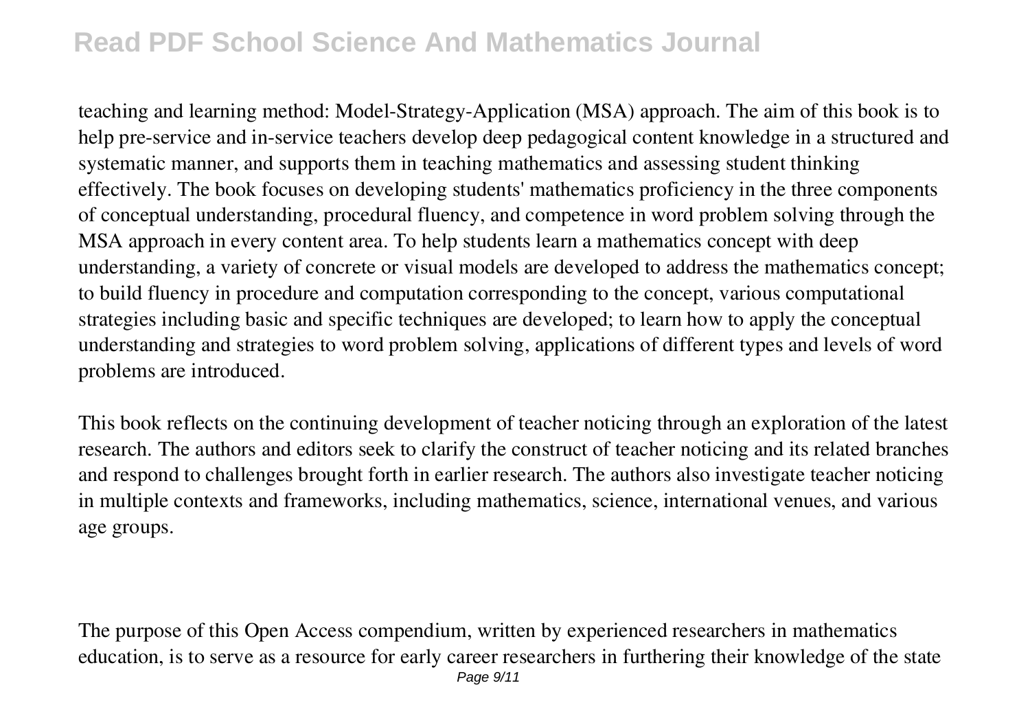teaching and learning method: Model-Strategy-Application (MSA) approach. The aim of this book is to help pre-service and in-service teachers develop deep pedagogical content knowledge in a structured and systematic manner, and supports them in teaching mathematics and assessing student thinking effectively. The book focuses on developing students' mathematics proficiency in the three components of conceptual understanding, procedural fluency, and competence in word problem solving through the MSA approach in every content area. To help students learn a mathematics concept with deep understanding, a variety of concrete or visual models are developed to address the mathematics concept; to build fluency in procedure and computation corresponding to the concept, various computational strategies including basic and specific techniques are developed; to learn how to apply the conceptual understanding and strategies to word problem solving, applications of different types and levels of word problems are introduced.

This book reflects on the continuing development of teacher noticing through an exploration of the latest research. The authors and editors seek to clarify the construct of teacher noticing and its related branches and respond to challenges brought forth in earlier research. The authors also investigate teacher noticing in multiple contexts and frameworks, including mathematics, science, international venues, and various age groups.

The purpose of this Open Access compendium, written by experienced researchers in mathematics education, is to serve as a resource for early career researchers in furthering their knowledge of the state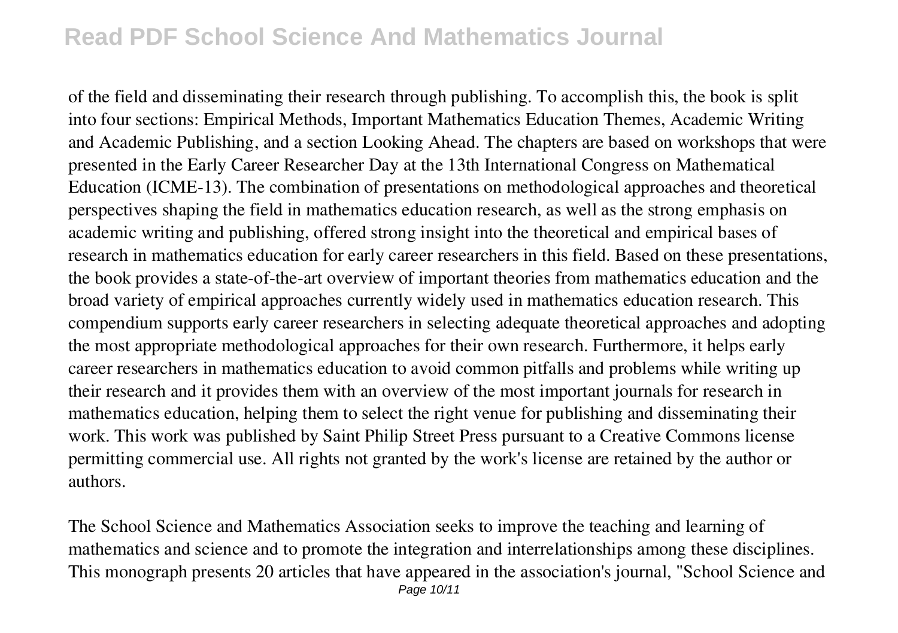of the field and disseminating their research through publishing. To accomplish this, the book is split into four sections: Empirical Methods, Important Mathematics Education Themes, Academic Writing and Academic Publishing, and a section Looking Ahead. The chapters are based on workshops that were presented in the Early Career Researcher Day at the 13th International Congress on Mathematical Education (ICME-13). The combination of presentations on methodological approaches and theoretical perspectives shaping the field in mathematics education research, as well as the strong emphasis on academic writing and publishing, offered strong insight into the theoretical and empirical bases of research in mathematics education for early career researchers in this field. Based on these presentations, the book provides a state-of-the-art overview of important theories from mathematics education and the broad variety of empirical approaches currently widely used in mathematics education research. This compendium supports early career researchers in selecting adequate theoretical approaches and adopting the most appropriate methodological approaches for their own research. Furthermore, it helps early career researchers in mathematics education to avoid common pitfalls and problems while writing up their research and it provides them with an overview of the most important journals for research in mathematics education, helping them to select the right venue for publishing and disseminating their work. This work was published by Saint Philip Street Press pursuant to a Creative Commons license permitting commercial use. All rights not granted by the work's license are retained by the author or authors.

The School Science and Mathematics Association seeks to improve the teaching and learning of mathematics and science and to promote the integration and interrelationships among these disciplines. This monograph presents 20 articles that have appeared in the association's journal, "School Science and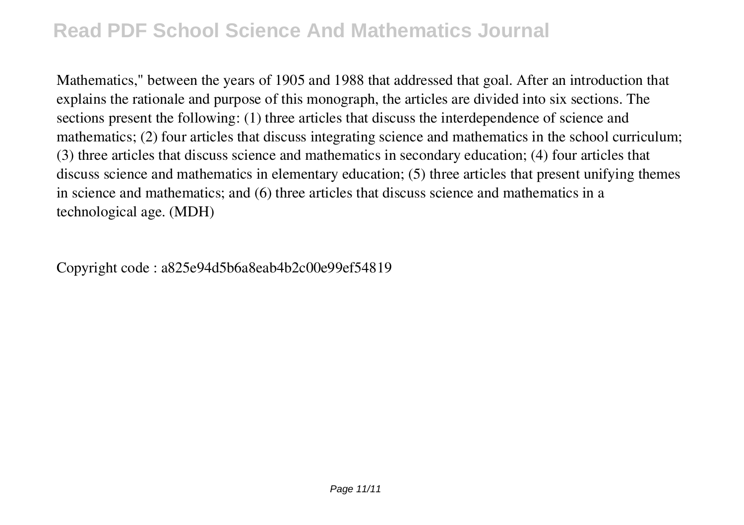Mathematics," between the years of 1905 and 1988 that addressed that goal. After an introduction that explains the rationale and purpose of this monograph, the articles are divided into six sections. The sections present the following: (1) three articles that discuss the interdependence of science and mathematics; (2) four articles that discuss integrating science and mathematics in the school curriculum; (3) three articles that discuss science and mathematics in secondary education; (4) four articles that discuss science and mathematics in elementary education; (5) three articles that present unifying themes in science and mathematics; and (6) three articles that discuss science and mathematics in a technological age. (MDH)

Copyright code : a825e94d5b6a8eab4b2c00e99ef54819